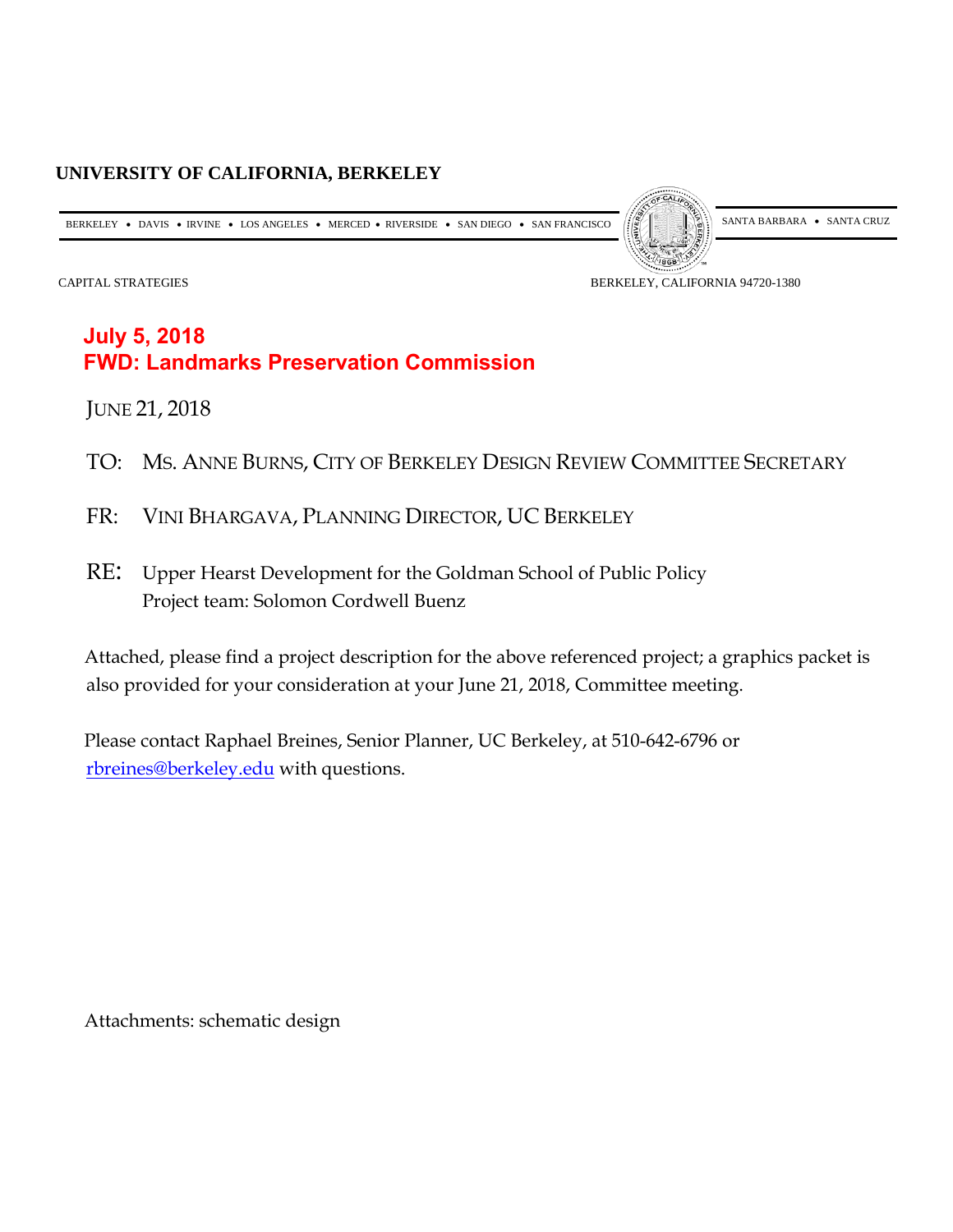**UNIVERSITY OF CALIFORNIA, BERKELEY**

BERKELEY • DAVIS • IRVINE • LOS ANGELES • MERCED • RIVERSIDE • SAN DIEGO • SAN FRANCISCO SANTA BARBARA • SANTA CRUZ

CAPITAL STRATEGIES BERKELEY, CALIFORNIA 94720-1380

**July 5, 2018**
**FWD: Landmarks Preservation Commission**

JUNE 21, 2018

TO: MS. ANNE BURNS, CITY OF BERKELEY DESIGN REVIEW COMMITTEE SECRETARY

FR: VINI BHARGAVA, PLANNING DIRECTOR, UC BERKELEY

RE: Upper Hearst Development for the Goldman School of Public Policy
Project team: Solomon Cordwell Buenz

Attached, please find a project description for the above referenced project; a graphics packet is also provided for your consideration at your June 21, 2018, Committee meeting.

Please contact Raphael Breines, Senior Planner, UC Berkeley, at 510-642-6796 or rbreines@berkeley.edu with questions.

Attachments: schematic design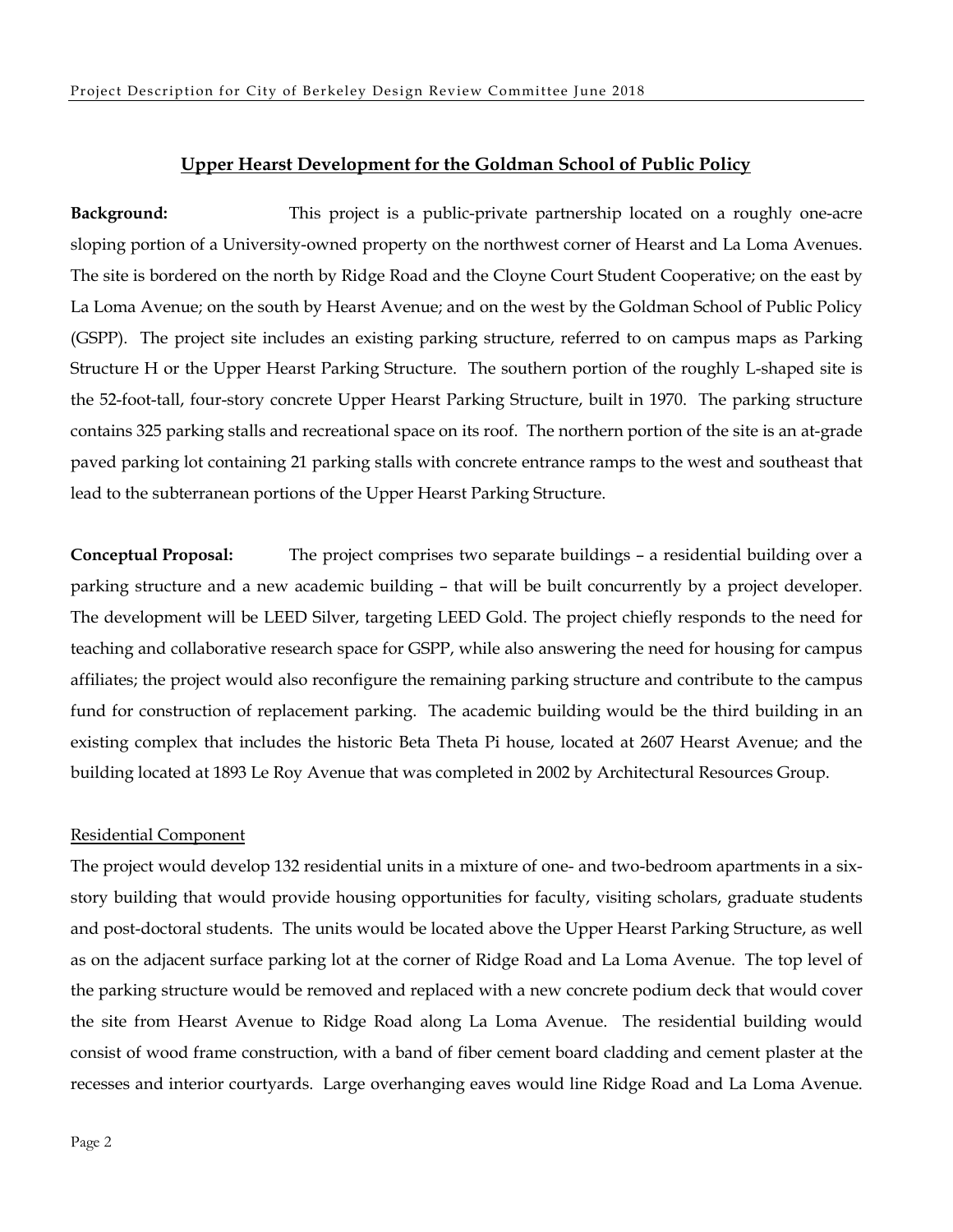## Upper Hearst Development for the Goldman School of Public Policy

**Background:** This project is a public-private partnership located on a roughly one-acre sloping portion of a University-owned property on the northwest corner of Hearst and La Loma Avenues. The site is bordered on the north by Ridge Road and the Cloyne Court Student Cooperative; on the east by La Loma Avenue; on the south by Hearst Avenue; and on the west by the Goldman School of Public Policy (GSPP). The project site includes an existing parking structure, referred to on campus maps as Parking Structure H or the Upper Hearst Parking Structure. The southern portion of the roughly L-shaped site is the 52-foot-tall, four-story concrete Upper Hearst Parking Structure, built in 1970. The parking structure contains 325 parking stalls and recreational space on its roof. The northern portion of the site is an at-grade paved parking lot containing 21 parking stalls with concrete entrance ramps to the west and southeast that lead to the subterranean portions of the Upper Hearst Parking Structure.

**Conceptual Proposal:** The project comprises two separate buildings – a residential building over a parking structure and a new academic building – that will be built concurrently by a project developer. The development will be LEED Silver, targeting LEED Gold. The project chiefly responds to the need for teaching and collaborative research space for GSPP, while also answering the need for housing for campus affiliates; the project would also reconfigure the remaining parking structure and contribute to the campus fund for construction of replacement parking. The academic building would be the third building in an existing complex that includes the historic Beta Theta Pi house, located at 2607 Hearst Avenue; and the building located at 1893 Le Roy Avenue that was completed in 2002 by Architectural Resources Group.

Residential Component

The project would develop 132 residential units in a mixture of one- and two-bedroom apartments in a six-story building that would provide housing opportunities for faculty, visiting scholars, graduate students and post-doctoral students. The units would be located above the Upper Hearst Parking Structure, as well as on the adjacent surface parking lot at the corner of Ridge Road and La Loma Avenue. The top level of the parking structure would be removed and replaced with a new concrete podium deck that would cover the site from Hearst Avenue to Ridge Road along La Loma Avenue. The residential building would consist of wood frame construction, with a band of fiber cement board cladding and cement plaster at the recesses and interior courtyards. Large overhanging eaves would line Ridge Road and La Loma Avenue.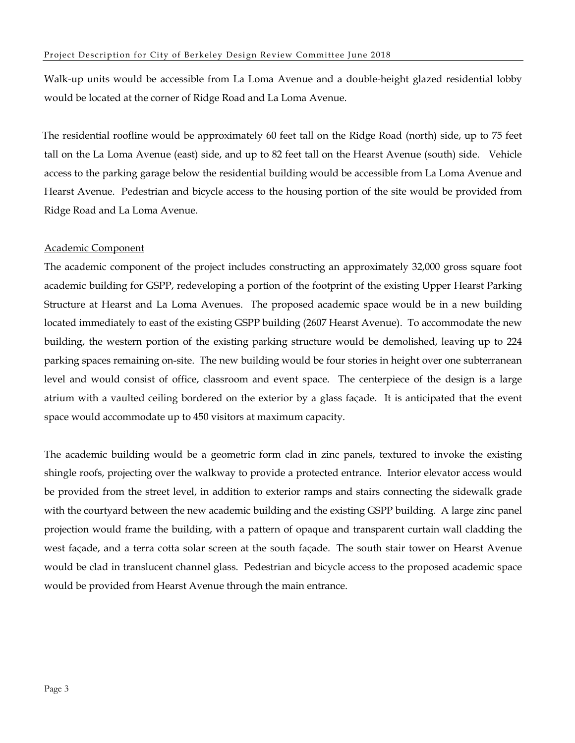Walk-up units would be accessible from La Loma Avenue and a double-height glazed residential lobby would be located at the corner of Ridge Road and La Loma Avenue.

The residential roofline would be approximately 60 feet tall on the Ridge Road (north) side, up to 75 feet tall on the La Loma Avenue (east) side, and up to 82 feet tall on the Hearst Avenue (south) side. Vehicle access to the parking garage below the residential building would be accessible from La Loma Avenue and Hearst Avenue. Pedestrian and bicycle access to the housing portion of the site would be provided from Ridge Road and La Loma Avenue.

Academic Component

The academic component of the project includes constructing an approximately 32,000 gross square foot academic building for GSPP, redeveloping a portion of the footprint of the existing Upper Hearst Parking Structure at Hearst and La Loma Avenues. The proposed academic space would be in a new building located immediately to east of the existing GSPP building (2607 Hearst Avenue). To accommodate the new building, the western portion of the existing parking structure would be demolished, leaving up to 224 parking spaces remaining on-site. The new building would be four stories in height over one subterranean level and would consist of office, classroom and event space. The centerpiece of the design is a large atrium with a vaulted ceiling bordered on the exterior by a glass façade. It is anticipated that the event space would accommodate up to 450 visitors at maximum capacity.

The academic building would be a geometric form clad in zinc panels, textured to invoke the existing shingle roofs, projecting over the walkway to provide a protected entrance. Interior elevator access would be provided from the street level, in addition to exterior ramps and stairs connecting the sidewalk grade with the courtyard between the new academic building and the existing GSPP building. A large zinc panel projection would frame the building, with a pattern of opaque and transparent curtain wall cladding the west façade, and a terra cotta solar screen at the south façade. The south stair tower on Hearst Avenue would be clad in translucent channel glass. Pedestrian and bicycle access to the proposed academic space would be provided from Hearst Avenue through the main entrance.